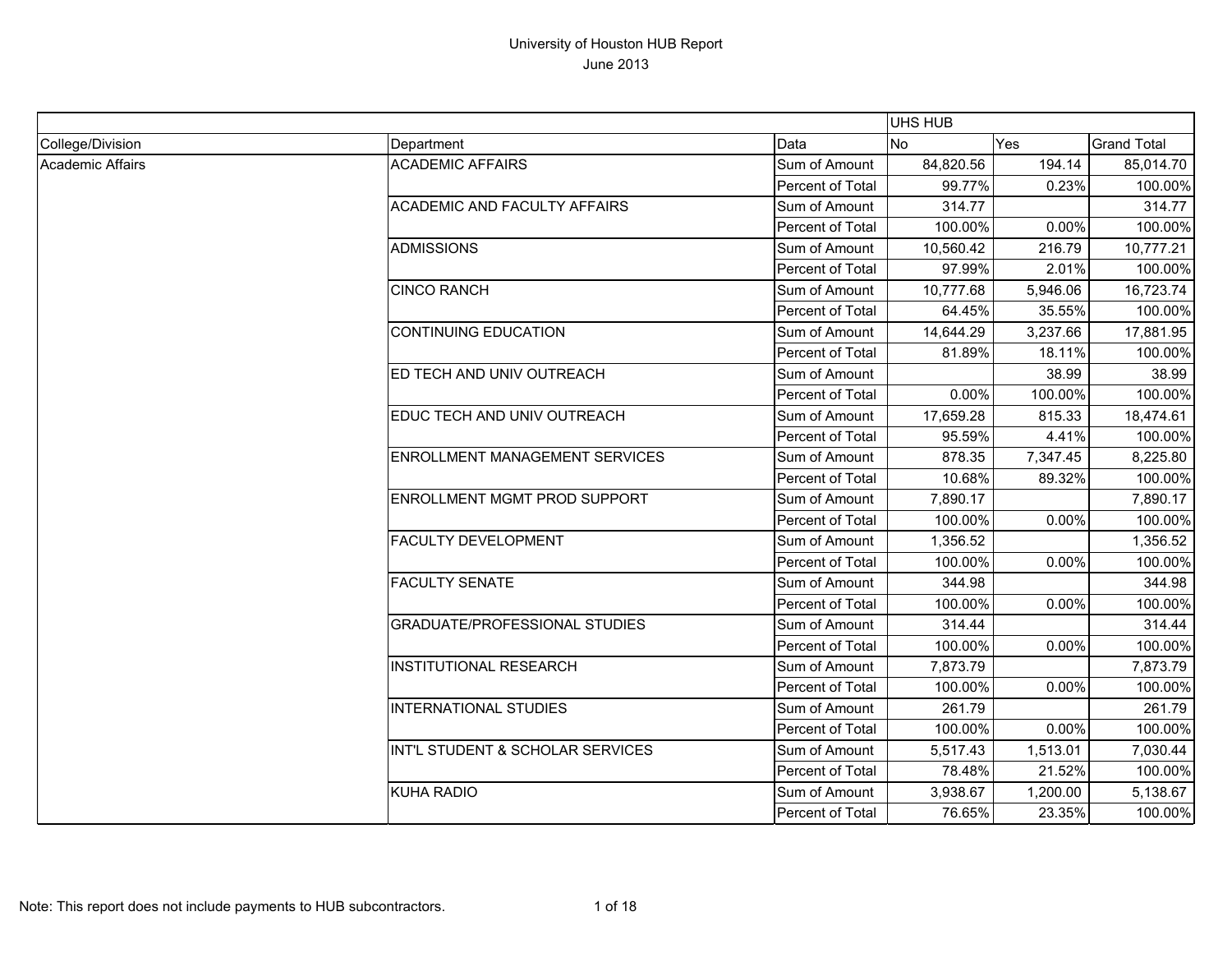# University of Houston HUB Report

June 2013

| | | | UHS HUB | | |
|---|---|---|---|---|---|
| College/Division | Department | Data | No | Yes | Grand Total |
| Academic Affairs | ACADEMIC AFFAIRS | Sum of Amount | 84,820.56 | 194.14 | 85,014.70 |
| | | Percent of Total | 99.77% | 0.23% | 100.00% |
| | ACADEMIC AND FACULTY AFFAIRS | Sum of Amount | 314.77 | | 314.77 |
| | | Percent of Total | 100.00% | 0.00% | 100.00% |
| | ADMISSIONS | Sum of Amount | 10,560.42 | 216.79 | 10,777.21 |
| | | Percent of Total | 97.99% | 2.01% | 100.00% |
| | CINCO RANCH | Sum of Amount | 10,777.68 | 5,946.06 | 16,723.74 |
| | | Percent of Total | 64.45% | 35.55% | 100.00% |
| | CONTINUING EDUCATION | Sum of Amount | 14,644.29 | 3,237.66 | 17,881.95 |
| | | Percent of Total | 81.89% | 18.11% | 100.00% |
| | ED TECH AND UNIV OUTREACH | Sum of Amount | | 38.99 | 38.99 |
| | | Percent of Total | 0.00% | 100.00% | 100.00% |
| | EDUC TECH AND UNIV OUTREACH | Sum of Amount | 17,659.28 | 815.33 | 18,474.61 |
| | | Percent of Total | 95.59% | 4.41% | 100.00% |
| | ENROLLMENT MANAGEMENT SERVICES | Sum of Amount | 878.35 | 7,347.45 | 8,225.80 |
| | | Percent of Total | 10.68% | 89.32% | 100.00% |
| | ENROLLMENT MGMT PROD SUPPORT | Sum of Amount | 7,890.17 | | 7,890.17 |
| | | Percent of Total | 100.00% | 0.00% | 100.00% |
| | FACULTY DEVELOPMENT | Sum of Amount | 1,356.52 | | 1,356.52 |
| | | Percent of Total | 100.00% | 0.00% | 100.00% |
| | FACULTY SENATE | Sum of Amount | 344.98 | | 344.98 |
| | | Percent of Total | 100.00% | 0.00% | 100.00% |
| | GRADUATE/PROFESSIONAL STUDIES | Sum of Amount | 314.44 | | 314.44 |
| | | Percent of Total | 100.00% | 0.00% | 100.00% |
| | INSTITUTIONAL RESEARCH | Sum of Amount | 7,873.79 | | 7,873.79 |
| | | Percent of Total | 100.00% | 0.00% | 100.00% |
| | INTERNATIONAL STUDIES | Sum of Amount | 261.79 | | 261.79 |
| | | Percent of Total | 100.00% | 0.00% | 100.00% |
| | INT'L STUDENT & SCHOLAR SERVICES | Sum of Amount | 5,517.43 | 1,513.01 | 7,030.44 |
| | | Percent of Total | 78.48% | 21.52% | 100.00% |
| | KUHA RADIO | Sum of Amount | 3,938.67 | 1,200.00 | 5,138.67 |
| | | Percent of Total | 76.65% | 23.35% | 100.00% |

Note: This report does not include payments to HUB subcontractors.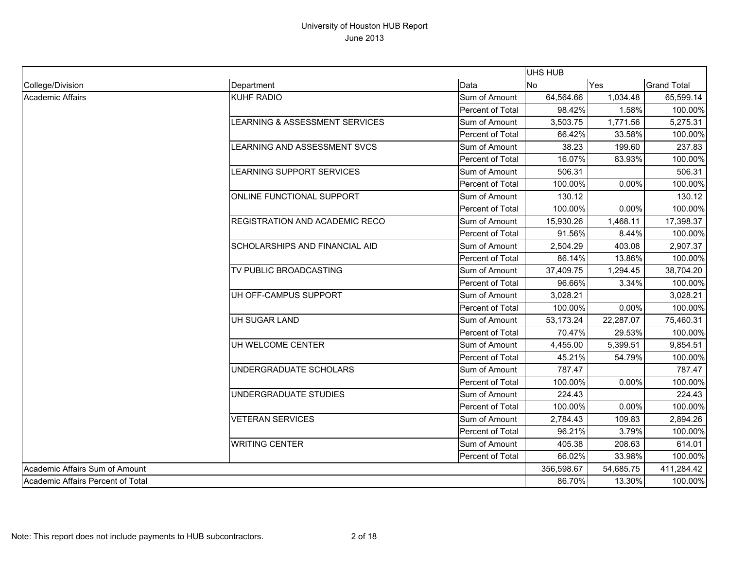# University of Houston HUB Report

June 2013

| | | | UHS HUB | | |
|---|---|---|---|---|---|
| College/Division | Department | Data | No | Yes | Grand Total |
| Academic Affairs | KUHF RADIO | Sum of Amount | 64,564.66 | 1,034.48 | 65,599.14 |
| | | Percent of Total | 98.42% | 1.58% | 100.00% |
| | LEARNING & ASSESSMENT SERVICES | Sum of Amount | 3,503.75 | 1,771.56 | 5,275.31 |
| | | Percent of Total | 66.42% | 33.58% | 100.00% |
| | LEARNING AND ASSESSMENT SVCS | Sum of Amount | 38.23 | 199.60 | 237.83 |
| | | Percent of Total | 16.07% | 83.93% | 100.00% |
| | LEARNING SUPPORT SERVICES | Sum of Amount | 506.31 | | 506.31 |
| | | Percent of Total | 100.00% | 0.00% | 100.00% |
| | ONLINE FUNCTIONAL SUPPORT | Sum of Amount | 130.12 | | 130.12 |
| | | Percent of Total | 100.00% | 0.00% | 100.00% |
| | REGISTRATION AND ACADEMIC RECO | Sum of Amount | 15,930.26 | 1,468.11 | 17,398.37 |
| | | Percent of Total | 91.56% | 8.44% | 100.00% |
| | SCHOLARSHIPS AND FINANCIAL AID | Sum of Amount | 2,504.29 | 403.08 | 2,907.37 |
| | | Percent of Total | 86.14% | 13.86% | 100.00% |
| | TV PUBLIC BROADCASTING | Sum of Amount | 37,409.75 | 1,294.45 | 38,704.20 |
| | | Percent of Total | 96.66% | 3.34% | 100.00% |
| | UH OFF-CAMPUS SUPPORT | Sum of Amount | 3,028.21 | | 3,028.21 |
| | | Percent of Total | 100.00% | 0.00% | 100.00% |
| | UH SUGAR LAND | Sum of Amount | 53,173.24 | 22,287.07 | 75,460.31 |
| | | Percent of Total | 70.47% | 29.53% | 100.00% |
| | UH WELCOME CENTER | Sum of Amount | 4,455.00 | 5,399.51 | 9,854.51 |
| | | Percent of Total | 45.21% | 54.79% | 100.00% |
| | UNDERGRADUATE SCHOLARS | Sum of Amount | 787.47 | | 787.47 |
| | | Percent of Total | 100.00% | 0.00% | 100.00% |
| | UNDERGRADUATE STUDIES | Sum of Amount | 224.43 | | 224.43 |
| | | Percent of Total | 100.00% | 0.00% | 100.00% |
| | VETERAN SERVICES | Sum of Amount | 2,784.43 | 109.83 | 2,894.26 |
| | | Percent of Total | 96.21% | 3.79% | 100.00% |
| | WRITING CENTER | Sum of Amount | 405.38 | 208.63 | 614.01 |
| | | Percent of Total | 66.02% | 33.98% | 100.00% |
| Academic Affairs Sum of Amount | | | 356,598.67 | 54,685.75 | 411,284.42 |
| Academic Affairs Percent of Total | | | 86.70% | 13.30% | 100.00% |

Note: This report does not include payments to HUB subcontractors.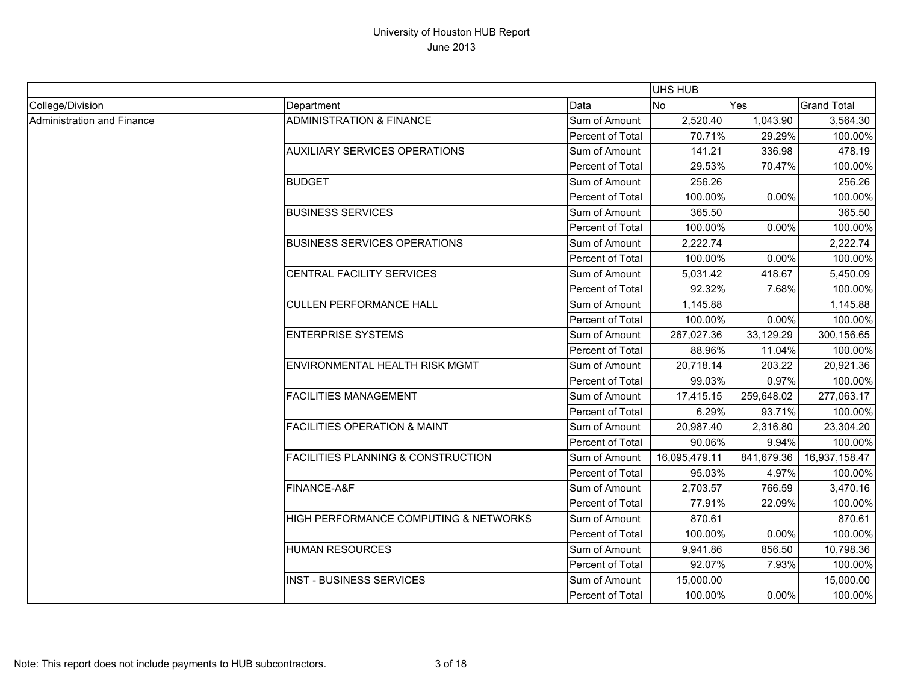# University of Houston HUB Report
June 2013

| | | | UHS HUB | | |
|---|---|---|---|---|---|
| College/Division | Department | Data | No | Yes | Grand Total |
| Administration and Finance | ADMINISTRATION & FINANCE | Sum of Amount | 2,520.40 | 1,043.90 | 3,564.30 |
| | | Percent of Total | 70.71% | 29.29% | 100.00% |
| | AUXILIARY SERVICES OPERATIONS | Sum of Amount | 141.21 | 336.98 | 478.19 |
| | | Percent of Total | 29.53% | 70.47% | 100.00% |
| | BUDGET | Sum of Amount | 256.26 | | 256.26 |
| | | Percent of Total | 100.00% | 0.00% | 100.00% |
| | BUSINESS SERVICES | Sum of Amount | 365.50 | | 365.50 |
| | | Percent of Total | 100.00% | 0.00% | 100.00% |
| | BUSINESS SERVICES OPERATIONS | Sum of Amount | 2,222.74 | | 2,222.74 |
| | | Percent of Total | 100.00% | 0.00% | 100.00% |
| | CENTRAL FACILITY SERVICES | Sum of Amount | 5,031.42 | 418.67 | 5,450.09 |
| | | Percent of Total | 92.32% | 7.68% | 100.00% |
| | CULLEN PERFORMANCE HALL | Sum of Amount | 1,145.88 | | 1,145.88 |
| | | Percent of Total | 100.00% | 0.00% | 100.00% |
| | ENTERPRISE SYSTEMS | Sum of Amount | 267,027.36 | 33,129.29 | 300,156.65 |
| | | Percent of Total | 88.96% | 11.04% | 100.00% |
| | ENVIRONMENTAL HEALTH RISK MGMT | Sum of Amount | 20,718.14 | 203.22 | 20,921.36 |
| | | Percent of Total | 99.03% | 0.97% | 100.00% |
| | FACILITIES MANAGEMENT | Sum of Amount | 17,415.15 | 259,648.02 | 277,063.17 |
| | | Percent of Total | 6.29% | 93.71% | 100.00% |
| | FACILITIES OPERATION & MAINT | Sum of Amount | 20,987.40 | 2,316.80 | 23,304.20 |
| | | Percent of Total | 90.06% | 9.94% | 100.00% |
| | FACILITIES PLANNING & CONSTRUCTION | Sum of Amount | 16,095,479.11 | 841,679.36 | 16,937,158.47 |
| | | Percent of Total | 95.03% | 4.97% | 100.00% |
| | FINANCE-A&F | Sum of Amount | 2,703.57 | 766.59 | 3,470.16 |
| | | Percent of Total | 77.91% | 22.09% | 100.00% |
| | HIGH PERFORMANCE COMPUTING & NETWORKS | Sum of Amount | 870.61 | | 870.61 |
| | | Percent of Total | 100.00% | 0.00% | 100.00% |
| | HUMAN RESOURCES | Sum of Amount | 9,941.86 | 856.50 | 10,798.36 |
| | | Percent of Total | 92.07% | 7.93% | 100.00% |
| | INST - BUSINESS SERVICES | Sum of Amount | 15,000.00 | | 15,000.00 |
| | | Percent of Total | 100.00% | 0.00% | 100.00% |

Note: This report does not include payments to HUB subcontractors.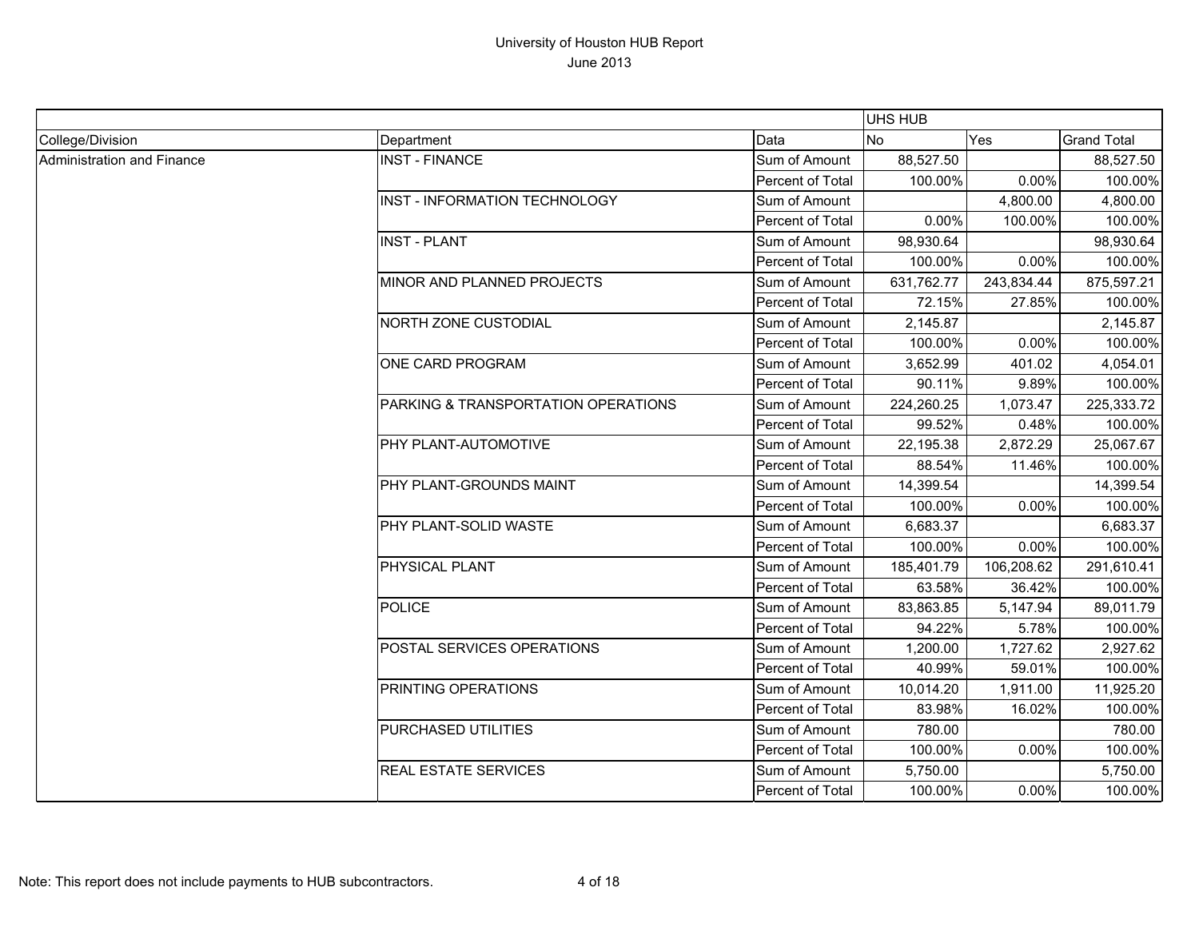# University of Houston HUB Report

June 2013

| | | | UHS HUB | | |
|---|---|---|---|---|---|
| College/Division | Department | Data | No | Yes | Grand Total |
| Administration and Finance | INST - FINANCE | Sum of Amount | 88,527.50 | | 88,527.50 |
| | | Percent of Total | 100.00% | 0.00% | 100.00% |
| | INST - INFORMATION TECHNOLOGY | Sum of Amount | | 4,800.00 | 4,800.00 |
| | | Percent of Total | 0.00% | 100.00% | 100.00% |
| | INST - PLANT | Sum of Amount | 98,930.64 | | 98,930.64 |
| | | Percent of Total | 100.00% | 0.00% | 100.00% |
| | MINOR AND PLANNED PROJECTS | Sum of Amount | 631,762.77 | 243,834.44 | 875,597.21 |
| | | Percent of Total | 72.15% | 27.85% | 100.00% |
| | NORTH ZONE CUSTODIAL | Sum of Amount | 2,145.87 | | 2,145.87 |
| | | Percent of Total | 100.00% | 0.00% | 100.00% |
| | ONE CARD PROGRAM | Sum of Amount | 3,652.99 | 401.02 | 4,054.01 |
| | | Percent of Total | 90.11% | 9.89% | 100.00% |
| | PARKING & TRANSPORTATION OPERATIONS | Sum of Amount | 224,260.25 | 1,073.47 | 225,333.72 |
| | | Percent of Total | 99.52% | 0.48% | 100.00% |
| | PHY PLANT-AUTOMOTIVE | Sum of Amount | 22,195.38 | 2,872.29 | 25,067.67 |
| | | Percent of Total | 88.54% | 11.46% | 100.00% |
| | PHY PLANT-GROUNDS MAINT | Sum of Amount | 14,399.54 | | 14,399.54 |
| | | Percent of Total | 100.00% | 0.00% | 100.00% |
| | PHY PLANT-SOLID WASTE | Sum of Amount | 6,683.37 | | 6,683.37 |
| | | Percent of Total | 100.00% | 0.00% | 100.00% |
| | PHYSICAL PLANT | Sum of Amount | 185,401.79 | 106,208.62 | 291,610.41 |
| | | Percent of Total | 63.58% | 36.42% | 100.00% |
| | POLICE | Sum of Amount | 83,863.85 | 5,147.94 | 89,011.79 |
| | | Percent of Total | 94.22% | 5.78% | 100.00% |
| | POSTAL SERVICES OPERATIONS | Sum of Amount | 1,200.00 | 1,727.62 | 2,927.62 |
| | | Percent of Total | 40.99% | 59.01% | 100.00% |
| | PRINTING OPERATIONS | Sum of Amount | 10,014.20 | 1,911.00 | 11,925.20 |
| | | Percent of Total | 83.98% | 16.02% | 100.00% |
| | PURCHASED UTILITIES | Sum of Amount | 780.00 | | 780.00 |
| | | Percent of Total | 100.00% | 0.00% | 100.00% |
| | REAL ESTATE SERVICES | Sum of Amount | 5,750.00 | | 5,750.00 |
| | | Percent of Total | 100.00% | 0.00% | 100.00% |

Note: This report does not include payments to HUB subcontractors.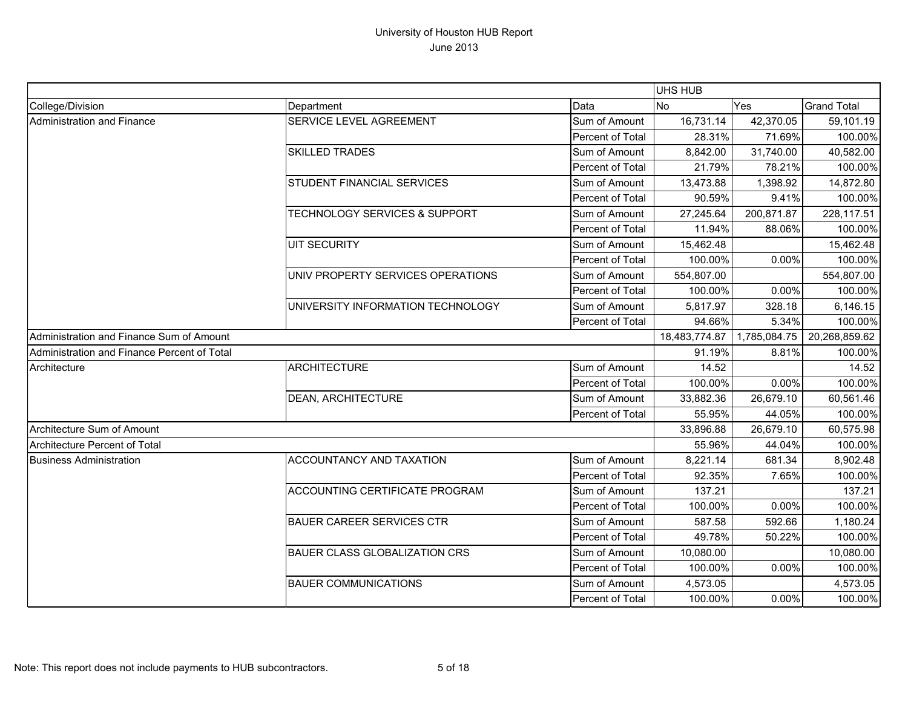# University of Houston HUB Report

June 2013

| | | | UHS HUB | | |
|---|---|---|---|---|---|
| College/Division | Department | Data | No | Yes | Grand Total |
| Administration and Finance | SERVICE LEVEL AGREEMENT | Sum of Amount | 16,731.14 | 42,370.05 | 59,101.19 |
| | | Percent of Total | 28.31% | 71.69% | 100.00% |
| | SKILLED TRADES | Sum of Amount | 8,842.00 | 31,740.00 | 40,582.00 |
| | | Percent of Total | 21.79% | 78.21% | 100.00% |
| | STUDENT FINANCIAL SERVICES | Sum of Amount | 13,473.88 | 1,398.92 | 14,872.80 |
| | | Percent of Total | 90.59% | 9.41% | 100.00% |
| | TECHNOLOGY SERVICES & SUPPORT | Sum of Amount | 27,245.64 | 200,871.87 | 228,117.51 |
| | | Percent of Total | 11.94% | 88.06% | 100.00% |
| | UIT SECURITY | Sum of Amount | 15,462.48 | | 15,462.48 |
| | | Percent of Total | 100.00% | 0.00% | 100.00% |
| | UNIV PROPERTY SERVICES OPERATIONS | Sum of Amount | 554,807.00 | | 554,807.00 |
| | | Percent of Total | 100.00% | 0.00% | 100.00% |
| | UNIVERSITY INFORMATION TECHNOLOGY | Sum of Amount | 5,817.97 | 328.18 | 6,146.15 |
| | | Percent of Total | 94.66% | 5.34% | 100.00% |
| Administration and Finance Sum of Amount | | | 18,483,774.87 | 1,785,084.75 | 20,268,859.62 |
| Administration and Finance Percent of Total | | | 91.19% | 8.81% | 100.00% |
| Architecture | ARCHITECTURE | Sum of Amount | 14.52 | | 14.52 |
| | | Percent of Total | 100.00% | 0.00% | 100.00% |
| | DEAN, ARCHITECTURE | Sum of Amount | 33,882.36 | 26,679.10 | 60,561.46 |
| | | Percent of Total | 55.95% | 44.05% | 100.00% |
| Architecture Sum of Amount | | | 33,896.88 | 26,679.10 | 60,575.98 |
| Architecture Percent of Total | | | 55.96% | 44.04% | 100.00% |
| Business Administration | ACCOUNTANCY AND TAXATION | Sum of Amount | 8,221.14 | 681.34 | 8,902.48 |
| | | Percent of Total | 92.35% | 7.65% | 100.00% |
| | ACCOUNTING CERTIFICATE PROGRAM | Sum of Amount | 137.21 | | 137.21 |
| | | Percent of Total | 100.00% | 0.00% | 100.00% |
| | BAUER CAREER SERVICES CTR | Sum of Amount | 587.58 | 592.66 | 1,180.24 |
| | | Percent of Total | 49.78% | 50.22% | 100.00% |
| | BAUER CLASS GLOBALIZATION CRS | Sum of Amount | 10,080.00 | | 10,080.00 |
| | | Percent of Total | 100.00% | 0.00% | 100.00% |
| | BAUER COMMUNICATIONS | Sum of Amount | 4,573.05 | | 4,573.05 |
| | | Percent of Total | 100.00% | 0.00% | 100.00% |

Note: This report does not include payments to HUB subcontractors.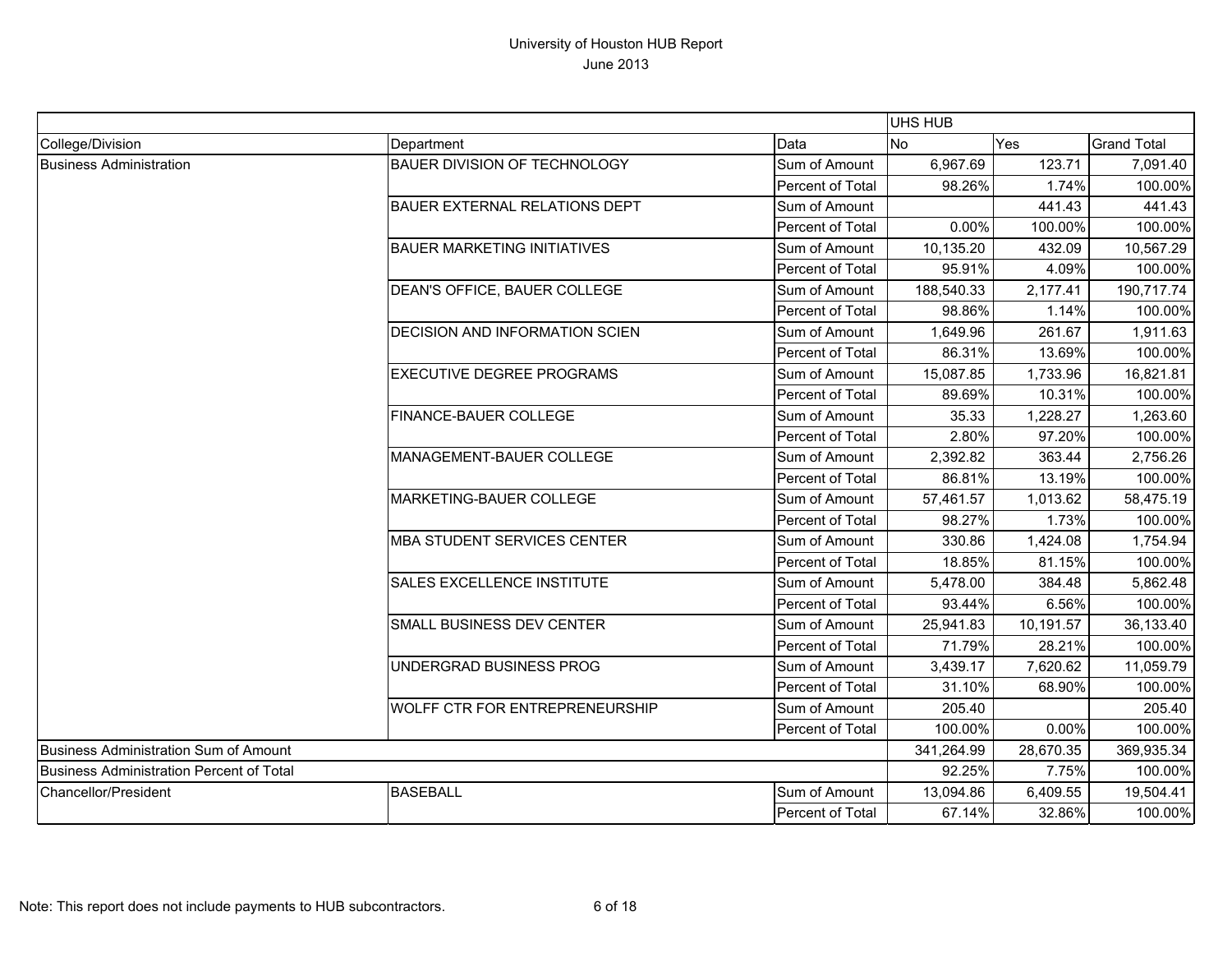# University of Houston HUB Report

June 2013

| | | | UHS HUB | | |
|---|---|---|---|---|---|
| College/Division | Department | Data | No | Yes | Grand Total |
| Business Administration | BAUER DIVISION OF TECHNOLOGY | Sum of Amount | 6,967.69 | 123.71 | 7,091.40 |
| | | Percent of Total | 98.26% | 1.74% | 100.00% |
| | BAUER EXTERNAL RELATIONS DEPT | Sum of Amount | | 441.43 | 441.43 |
| | | Percent of Total | 0.00% | 100.00% | 100.00% |
| | BAUER MARKETING INITIATIVES | Sum of Amount | 10,135.20 | 432.09 | 10,567.29 |
| | | Percent of Total | 95.91% | 4.09% | 100.00% |
| | DEAN'S OFFICE, BAUER COLLEGE | Sum of Amount | 188,540.33 | 2,177.41 | 190,717.74 |
| | | Percent of Total | 98.86% | 1.14% | 100.00% |
| | DECISION AND INFORMATION SCIEN | Sum of Amount | 1,649.96 | 261.67 | 1,911.63 |
| | | Percent of Total | 86.31% | 13.69% | 100.00% |
| | EXECUTIVE DEGREE PROGRAMS | Sum of Amount | 15,087.85 | 1,733.96 | 16,821.81 |
| | | Percent of Total | 89.69% | 10.31% | 100.00% |
| | FINANCE-BAUER COLLEGE | Sum of Amount | 35.33 | 1,228.27 | 1,263.60 |
| | | Percent of Total | 2.80% | 97.20% | 100.00% |
| | MANAGEMENT-BAUER COLLEGE | Sum of Amount | 2,392.82 | 363.44 | 2,756.26 |
| | | Percent of Total | 86.81% | 13.19% | 100.00% |
| | MARKETING-BAUER COLLEGE | Sum of Amount | 57,461.57 | 1,013.62 | 58,475.19 |
| | | Percent of Total | 98.27% | 1.73% | 100.00% |
| | MBA STUDENT SERVICES CENTER | Sum of Amount | 330.86 | 1,424.08 | 1,754.94 |
| | | Percent of Total | 18.85% | 81.15% | 100.00% |
| | SALES EXCELLENCE INSTITUTE | Sum of Amount | 5,478.00 | 384.48 | 5,862.48 |
| | | Percent of Total | 93.44% | 6.56% | 100.00% |
| | SMALL BUSINESS DEV CENTER | Sum of Amount | 25,941.83 | 10,191.57 | 36,133.40 |
| | | Percent of Total | 71.79% | 28.21% | 100.00% |
| | UNDERGRAD BUSINESS PROG | Sum of Amount | 3,439.17 | 7,620.62 | 11,059.79 |
| | | Percent of Total | 31.10% | 68.90% | 100.00% |
| | WOLFF CTR FOR ENTREPRENEURSHIP | Sum of Amount | 205.40 | | 205.40 |
| | | Percent of Total | 100.00% | 0.00% | 100.00% |
| Business Administration Sum of Amount | | | 341,264.99 | 28,670.35 | 369,935.34 |
| Business Administration Percent of Total | | | 92.25% | 7.75% | 100.00% |
| Chancellor/President | BASEBALL | Sum of Amount | 13,094.86 | 6,409.55 | 19,504.41 |
| | | Percent of Total | 67.14% | 32.86% | 100.00% |

Note: This report does not include payments to HUB subcontractors.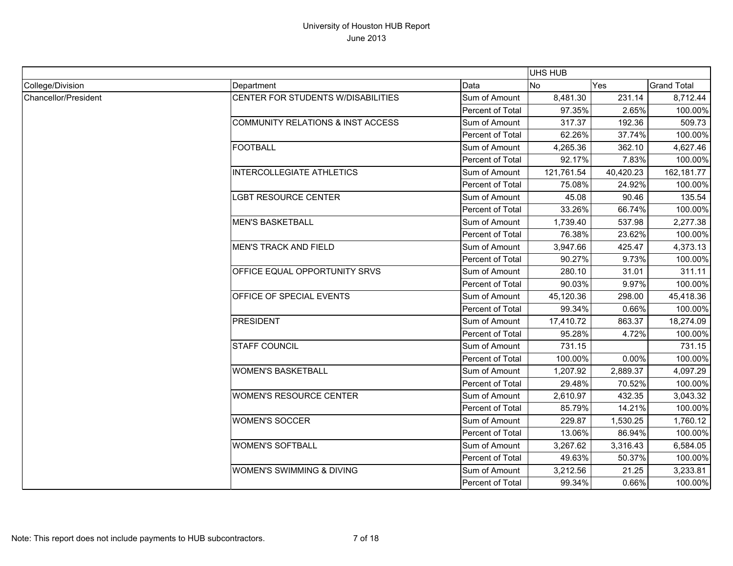# University of Houston HUB Report
June 2013

| | | | UHS HUB | | |
|---|---|---|---|---|---|
| College/Division | Department | Data | No | Yes | Grand Total |
| Chancellor/President | CENTER FOR STUDENTS W/DISABILITIES | Sum of Amount | 8,481.30 | 231.14 | 8,712.44 |
| | | Percent of Total | 97.35% | 2.65% | 100.00% |
| | COMMUNITY RELATIONS & INST ACCESS | Sum of Amount | 317.37 | 192.36 | 509.73 |
| | | Percent of Total | 62.26% | 37.74% | 100.00% |
| | FOOTBALL | Sum of Amount | 4,265.36 | 362.10 | 4,627.46 |
| | | Percent of Total | 92.17% | 7.83% | 100.00% |
| | INTERCOLLEGIATE ATHLETICS | Sum of Amount | 121,761.54 | 40,420.23 | 162,181.77 |
| | | Percent of Total | 75.08% | 24.92% | 100.00% |
| | LGBT RESOURCE CENTER | Sum of Amount | 45.08 | 90.46 | 135.54 |
| | | Percent of Total | 33.26% | 66.74% | 100.00% |
| | MEN'S BASKETBALL | Sum of Amount | 1,739.40 | 537.98 | 2,277.38 |
| | | Percent of Total | 76.38% | 23.62% | 100.00% |
| | MEN'S TRACK AND FIELD | Sum of Amount | 3,947.66 | 425.47 | 4,373.13 |
| | | Percent of Total | 90.27% | 9.73% | 100.00% |
| | OFFICE EQUAL OPPORTUNITY SRVS | Sum of Amount | 280.10 | 31.01 | 311.11 |
| | | Percent of Total | 90.03% | 9.97% | 100.00% |
| | OFFICE OF SPECIAL EVENTS | Sum of Amount | 45,120.36 | 298.00 | 45,418.36 |
| | | Percent of Total | 99.34% | 0.66% | 100.00% |
| | PRESIDENT | Sum of Amount | 17,410.72 | 863.37 | 18,274.09 |
| | | Percent of Total | 95.28% | 4.72% | 100.00% |
| | STAFF COUNCIL | Sum of Amount | 731.15 | | 731.15 |
| | | Percent of Total | 100.00% | 0.00% | 100.00% |
| | WOMEN'S BASKETBALL | Sum of Amount | 1,207.92 | 2,889.37 | 4,097.29 |
| | | Percent of Total | 29.48% | 70.52% | 100.00% |
| | WOMEN'S RESOURCE CENTER | Sum of Amount | 2,610.97 | 432.35 | 3,043.32 |
| | | Percent of Total | 85.79% | 14.21% | 100.00% |
| | WOMEN'S SOCCER | Sum of Amount | 229.87 | 1,530.25 | 1,760.12 |
| | | Percent of Total | 13.06% | 86.94% | 100.00% |
| | WOMEN'S SOFTBALL | Sum of Amount | 3,267.62 | 3,316.43 | 6,584.05 |
| | | Percent of Total | 49.63% | 50.37% | 100.00% |
| | WOMEN'S SWIMMING & DIVING | Sum of Amount | 3,212.56 | 21.25 | 3,233.81 |
| | | Percent of Total | 99.34% | 0.66% | 100.00% |

Note: This report does not include payments to HUB subcontractors.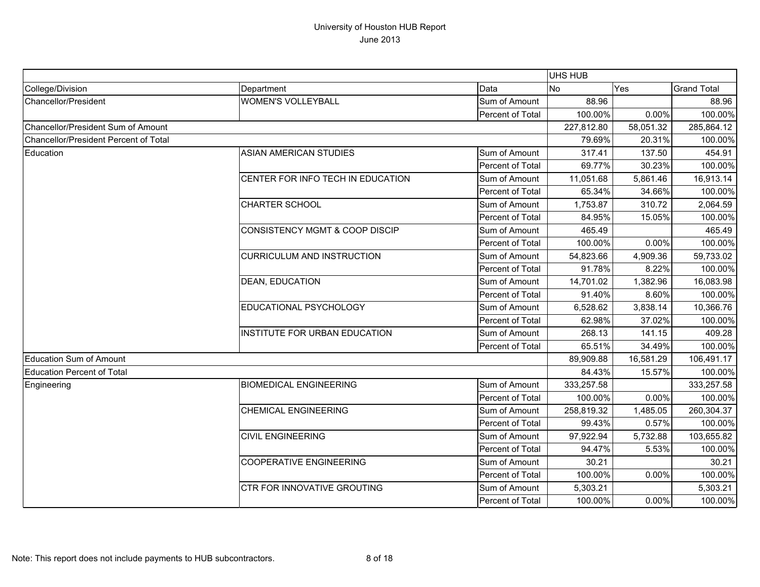# University of Houston HUB Report

June 2013

| | | | UHS HUB | | |
|---|---|---|---|---|---|
| College/Division | Department | Data | No | Yes | Grand Total |
| Chancellor/President | WOMEN'S VOLLEYBALL | Sum of Amount | 88.96 | | 88.96 |
| | | Percent of Total | 100.00% | 0.00% | 100.00% |
| Chancellor/President Sum of Amount | | | 227,812.80 | 58,051.32 | 285,864.12 |
| Chancellor/President Percent of Total | | | 79.69% | 20.31% | 100.00% |
| Education | ASIAN AMERICAN STUDIES | Sum of Amount | 317.41 | 137.50 | 454.91 |
| | | Percent of Total | 69.77% | 30.23% | 100.00% |
| | CENTER FOR INFO TECH IN EDUCATION | Sum of Amount | 11,051.68 | 5,861.46 | 16,913.14 |
| | | Percent of Total | 65.34% | 34.66% | 100.00% |
| | CHARTER SCHOOL | Sum of Amount | 1,753.87 | 310.72 | 2,064.59 |
| | | Percent of Total | 84.95% | 15.05% | 100.00% |
| | CONSISTENCY MGMT & COOP DISCIP | Sum of Amount | 465.49 | | 465.49 |
| | | Percent of Total | 100.00% | 0.00% | 100.00% |
| | CURRICULUM AND INSTRUCTION | Sum of Amount | 54,823.66 | 4,909.36 | 59,733.02 |
| | | Percent of Total | 91.78% | 8.22% | 100.00% |
| | DEAN, EDUCATION | Sum of Amount | 14,701.02 | 1,382.96 | 16,083.98 |
| | | Percent of Total | 91.40% | 8.60% | 100.00% |
| | EDUCATIONAL PSYCHOLOGY | Sum of Amount | 6,528.62 | 3,838.14 | 10,366.76 |
| | | Percent of Total | 62.98% | 37.02% | 100.00% |
| | INSTITUTE FOR URBAN EDUCATION | Sum of Amount | 268.13 | 141.15 | 409.28 |
| | | Percent of Total | 65.51% | 34.49% | 100.00% |
| Education Sum of Amount | | | 89,909.88 | 16,581.29 | 106,491.17 |
| Education Percent of Total | | | 84.43% | 15.57% | 100.00% |
| Engineering | BIOMEDICAL ENGINEERING | Sum of Amount | 333,257.58 | | 333,257.58 |
| | | Percent of Total | 100.00% | 0.00% | 100.00% |
| | CHEMICAL ENGINEERING | Sum of Amount | 258,819.32 | 1,485.05 | 260,304.37 |
| | | Percent of Total | 99.43% | 0.57% | 100.00% |
| | CIVIL ENGINEERING | Sum of Amount | 97,922.94 | 5,732.88 | 103,655.82 |
| | | Percent of Total | 94.47% | 5.53% | 100.00% |
| | COOPERATIVE ENGINEERING | Sum of Amount | 30.21 | | 30.21 |
| | | Percent of Total | 100.00% | 0.00% | 100.00% |
| | CTR FOR INNOVATIVE GROUTING | Sum of Amount | 5,303.21 | | 5,303.21 |
| | | Percent of Total | 100.00% | 0.00% | 100.00% |

Note: This report does not include payments to HUB subcontractors.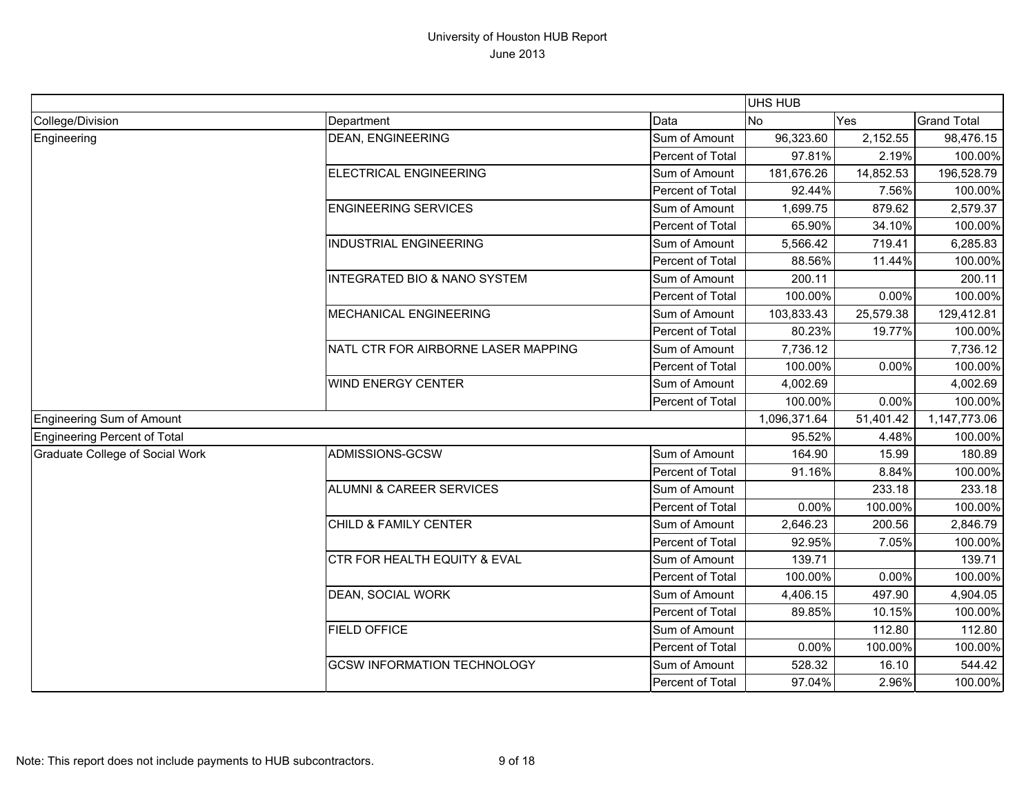# University of Houston HUB Report
## June 2013

| | | | UHS HUB | | |
|---|---|---|---|---|---|
| College/Division | Department | Data | No | Yes | Grand Total |
| Engineering | DEAN, ENGINEERING | Sum of Amount | 96,323.60 | 2,152.55 | 98,476.15 |
| | | Percent of Total | 97.81% | 2.19% | 100.00% |
| | ELECTRICAL ENGINEERING | Sum of Amount | 181,676.26 | 14,852.53 | 196,528.79 |
| | | Percent of Total | 92.44% | 7.56% | 100.00% |
| | ENGINEERING SERVICES | Sum of Amount | 1,699.75 | 879.62 | 2,579.37 |
| | | Percent of Total | 65.90% | 34.10% | 100.00% |
| | INDUSTRIAL ENGINEERING | Sum of Amount | 5,566.42 | 719.41 | 6,285.83 |
| | | Percent of Total | 88.56% | 11.44% | 100.00% |
| | INTEGRATED BIO & NANO SYSTEM | Sum of Amount | 200.11 | | 200.11 |
| | | Percent of Total | 100.00% | 0.00% | 100.00% |
| | MECHANICAL ENGINEERING | Sum of Amount | 103,833.43 | 25,579.38 | 129,412.81 |
| | | Percent of Total | 80.23% | 19.77% | 100.00% |
| | NATL CTR FOR AIRBORNE LASER MAPPING | Sum of Amount | 7,736.12 | | 7,736.12 |
| | | Percent of Total | 100.00% | 0.00% | 100.00% |
| | WIND ENERGY CENTER | Sum of Amount | 4,002.69 | | 4,002.69 |
| | | Percent of Total | 100.00% | 0.00% | 100.00% |
| Engineering Sum of Amount | | | 1,096,371.64 | 51,401.42 | 1,147,773.06 |
| Engineering Percent of Total | | | 95.52% | 4.48% | 100.00% |
| Graduate College of Social Work | ADMISSIONS-GCSW | Sum of Amount | 164.90 | 15.99 | 180.89 |
| | | Percent of Total | 91.16% | 8.84% | 100.00% |
| | ALUMNI & CAREER SERVICES | Sum of Amount | | 233.18 | 233.18 |
| | | Percent of Total | 0.00% | 100.00% | 100.00% |
| | CHILD & FAMILY CENTER | Sum of Amount | 2,646.23 | 200.56 | 2,846.79 |
| | | Percent of Total | 92.95% | 7.05% | 100.00% |
| | CTR FOR HEALTH EQUITY & EVAL | Sum of Amount | 139.71 | | 139.71 |
| | | Percent of Total | 100.00% | 0.00% | 100.00% |
| | DEAN, SOCIAL WORK | Sum of Amount | 4,406.15 | 497.90 | 4,904.05 |
| | | Percent of Total | 89.85% | 10.15% | 100.00% |
| | FIELD OFFICE | Sum of Amount | | 112.80 | 112.80 |
| | | Percent of Total | 0.00% | 100.00% | 100.00% |
| | GCSW INFORMATION TECHNOLOGY | Sum of Amount | 528.32 | 16.10 | 544.42 |
| | | Percent of Total | 97.04% | 2.96% | 100.00% |

Note: This report does not include payments to HUB subcontractors.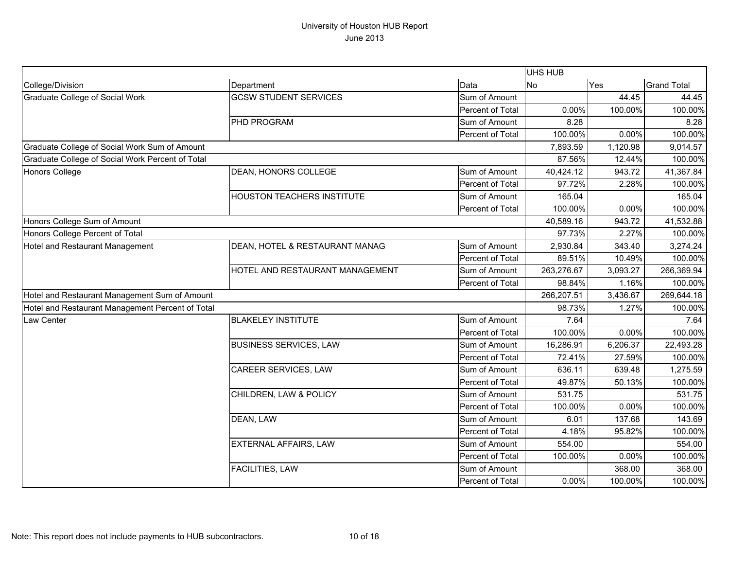# University of Houston HUB Report
June 2013

| | | | UHS HUB | | |
|---|---|---|---|---|---|
| College/Division | Department | Data | No | Yes | Grand Total |
| Graduate College of Social Work | GCSW STUDENT SERVICES | Sum of Amount | | 44.45 | 44.45 |
| | | Percent of Total | 0.00% | 100.00% | 100.00% |
| | PHD PROGRAM | Sum of Amount | 8.28 | | 8.28 |
| | | Percent of Total | 100.00% | 0.00% | 100.00% |
| Graduate College of Social Work Sum of Amount | | | 7,893.59 | 1,120.98 | 9,014.57 |
| Graduate College of Social Work Percent of Total | | | 87.56% | 12.44% | 100.00% |
| Honors College | DEAN, HONORS COLLEGE | Sum of Amount | 40,424.12 | 943.72 | 41,367.84 |
| | | Percent of Total | 97.72% | 2.28% | 100.00% |
| | HOUSTON TEACHERS INSTITUTE | Sum of Amount | 165.04 | | 165.04 |
| | | Percent of Total | 100.00% | 0.00% | 100.00% |
| Honors College Sum of Amount | | | 40,589.16 | 943.72 | 41,532.88 |
| Honors College Percent of Total | | | 97.73% | 2.27% | 100.00% |
| Hotel and Restaurant Management | DEAN, HOTEL & RESTAURANT MANAG | Sum of Amount | 2,930.84 | 343.40 | 3,274.24 |
| | | Percent of Total | 89.51% | 10.49% | 100.00% |
| | HOTEL AND RESTAURANT MANAGEMENT | Sum of Amount | 263,276.67 | 3,093.27 | 266,369.94 |
| | | Percent of Total | 98.84% | 1.16% | 100.00% |
| Hotel and Restaurant Management Sum of Amount | | | 266,207.51 | 3,436.67 | 269,644.18 |
| Hotel and Restaurant Management Percent of Total | | | 98.73% | 1.27% | 100.00% |
| Law Center | BLAKELEY INSTITUTE | Sum of Amount | 7.64 | | 7.64 |
| | | Percent of Total | 100.00% | 0.00% | 100.00% |
| | BUSINESS SERVICES, LAW | Sum of Amount | 16,286.91 | 6,206.37 | 22,493.28 |
| | | Percent of Total | 72.41% | 27.59% | 100.00% |
| | CAREER SERVICES, LAW | Sum of Amount | 636.11 | 639.48 | 1,275.59 |
| | | Percent of Total | 49.87% | 50.13% | 100.00% |
| | CHILDREN, LAW & POLICY | Sum of Amount | 531.75 | | 531.75 |
| | | Percent of Total | 100.00% | 0.00% | 100.00% |
| | DEAN, LAW | Sum of Amount | 6.01 | 137.68 | 143.69 |
| | | Percent of Total | 4.18% | 95.82% | 100.00% |
| | EXTERNAL AFFAIRS, LAW | Sum of Amount | 554.00 | | 554.00 |
| | | Percent of Total | 100.00% | 0.00% | 100.00% |
| | FACILITIES, LAW | Sum of Amount | | 368.00 | 368.00 |
| | | Percent of Total | 0.00% | 100.00% | 100.00% |

Note: This report does not include payments to HUB subcontractors.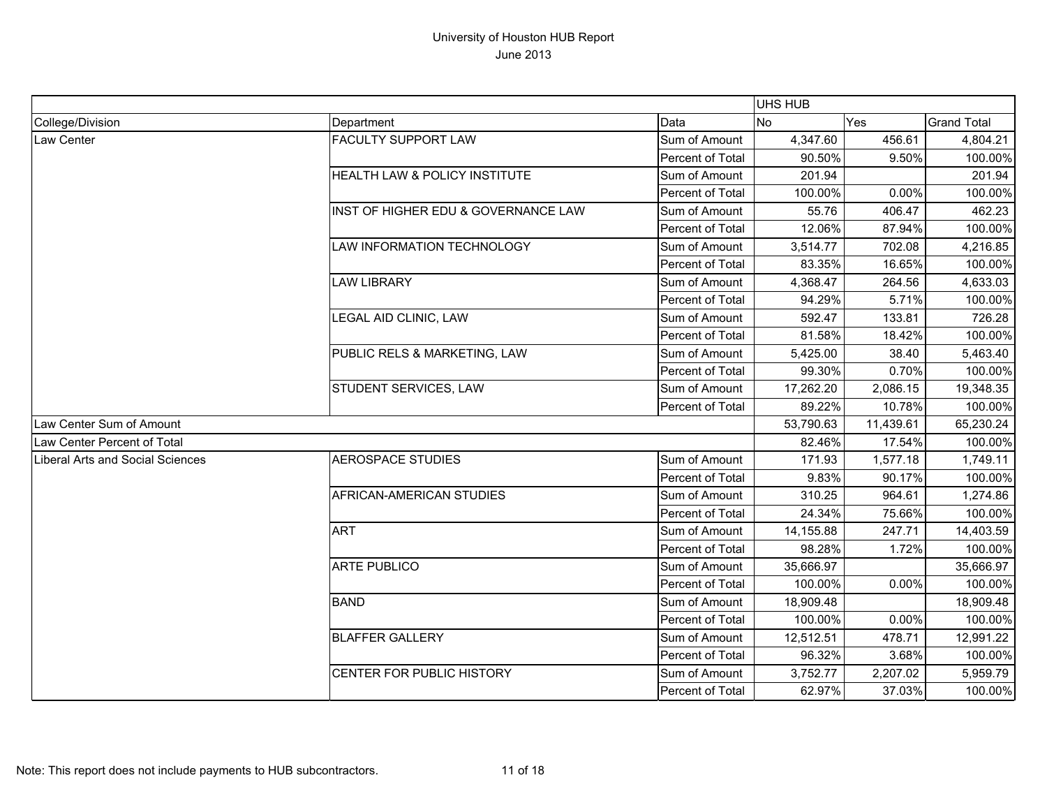# University of Houston HUB Report

June 2013

| | | | UHS HUB | | |
|---|---|---|---|---|---|
| College/Division | Department | Data | No | Yes | Grand Total |
| Law Center | FACULTY SUPPORT LAW | Sum of Amount | 4,347.60 | 456.61 | 4,804.21 |
| | | Percent of Total | 90.50% | 9.50% | 100.00% |
| | HEALTH LAW & POLICY INSTITUTE | Sum of Amount | 201.94 | | 201.94 |
| | | Percent of Total | 100.00% | 0.00% | 100.00% |
| | INST OF HIGHER EDU & GOVERNANCE LAW | Sum of Amount | 55.76 | 406.47 | 462.23 |
| | | Percent of Total | 12.06% | 87.94% | 100.00% |
| | LAW INFORMATION TECHNOLOGY | Sum of Amount | 3,514.77 | 702.08 | 4,216.85 |
| | | Percent of Total | 83.35% | 16.65% | 100.00% |
| | LAW LIBRARY | Sum of Amount | 4,368.47 | 264.56 | 4,633.03 |
| | | Percent of Total | 94.29% | 5.71% | 100.00% |
| | LEGAL AID CLINIC, LAW | Sum of Amount | 592.47 | 133.81 | 726.28 |
| | | Percent of Total | 81.58% | 18.42% | 100.00% |
| | PUBLIC RELS & MARKETING, LAW | Sum of Amount | 5,425.00 | 38.40 | 5,463.40 |
| | | Percent of Total | 99.30% | 0.70% | 100.00% |
| | STUDENT SERVICES, LAW | Sum of Amount | 17,262.20 | 2,086.15 | 19,348.35 |
| | | Percent of Total | 89.22% | 10.78% | 100.00% |
| Law Center Sum of Amount | | | 53,790.63 | 11,439.61 | 65,230.24 |
| Law Center Percent of Total | | | 82.46% | 17.54% | 100.00% |
| Liberal Arts and Social Sciences | AEROSPACE STUDIES | Sum of Amount | 171.93 | 1,577.18 | 1,749.11 |
| | | Percent of Total | 9.83% | 90.17% | 100.00% |
| | AFRICAN-AMERICAN STUDIES | Sum of Amount | 310.25 | 964.61 | 1,274.86 |
| | | Percent of Total | 24.34% | 75.66% | 100.00% |
| | ART | Sum of Amount | 14,155.88 | 247.71 | 14,403.59 |
| | | Percent of Total | 98.28% | 1.72% | 100.00% |
| | ARTE PUBLICO | Sum of Amount | 35,666.97 | | 35,666.97 |
| | | Percent of Total | 100.00% | 0.00% | 100.00% |
| | BAND | Sum of Amount | 18,909.48 | | 18,909.48 |
| | | Percent of Total | 100.00% | 0.00% | 100.00% |
| | BLAFFER GALLERY | Sum of Amount | 12,512.51 | 478.71 | 12,991.22 |
| | | Percent of Total | 96.32% | 3.68% | 100.00% |
| | CENTER FOR PUBLIC HISTORY | Sum of Amount | 3,752.77 | 2,207.02 | 5,959.79 |
| | | Percent of Total | 62.97% | 37.03% | 100.00% |

Note: This report does not include payments to HUB subcontractors.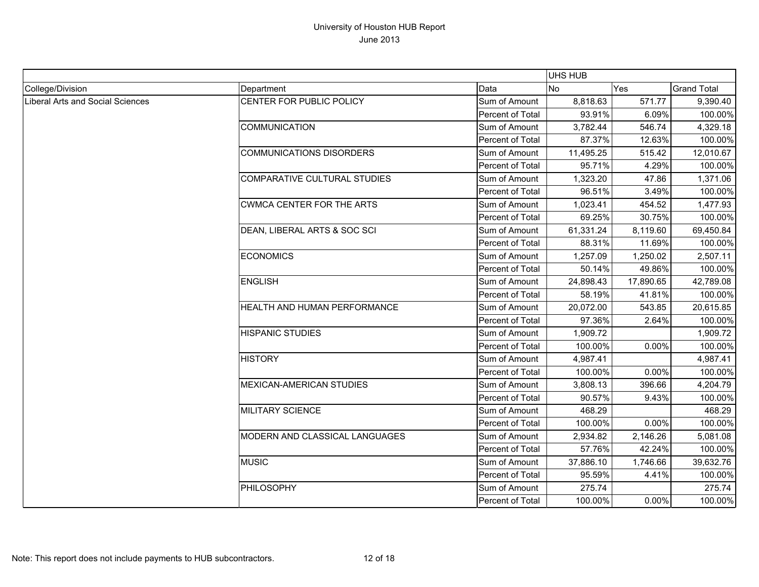# University of Houston HUB Report

June 2013

| | | | UHS HUB | | |
|---|---|---|---|---|---|
| College/Division | Department | Data | No | Yes | Grand Total |
| Liberal Arts and Social Sciences | CENTER FOR PUBLIC POLICY | Sum of Amount | 8,818.63 | 571.77 | 9,390.40 |
| | | Percent of Total | 93.91% | 6.09% | 100.00% |
| | COMMUNICATION | Sum of Amount | 3,782.44 | 546.74 | 4,329.18 |
| | | Percent of Total | 87.37% | 12.63% | 100.00% |
| | COMMUNICATIONS DISORDERS | Sum of Amount | 11,495.25 | 515.42 | 12,010.67 |
| | | Percent of Total | 95.71% | 4.29% | 100.00% |
| | COMPARATIVE CULTURAL STUDIES | Sum of Amount | 1,323.20 | 47.86 | 1,371.06 |
| | | Percent of Total | 96.51% | 3.49% | 100.00% |
| | CWMCA CENTER FOR THE ARTS | Sum of Amount | 1,023.41 | 454.52 | 1,477.93 |
| | | Percent of Total | 69.25% | 30.75% | 100.00% |
| | DEAN, LIBERAL ARTS & SOC SCI | Sum of Amount | 61,331.24 | 8,119.60 | 69,450.84 |
| | | Percent of Total | 88.31% | 11.69% | 100.00% |
| | ECONOMICS | Sum of Amount | 1,257.09 | 1,250.02 | 2,507.11 |
| | | Percent of Total | 50.14% | 49.86% | 100.00% |
| | ENGLISH | Sum of Amount | 24,898.43 | 17,890.65 | 42,789.08 |
| | | Percent of Total | 58.19% | 41.81% | 100.00% |
| | HEALTH AND HUMAN PERFORMANCE | Sum of Amount | 20,072.00 | 543.85 | 20,615.85 |
| | | Percent of Total | 97.36% | 2.64% | 100.00% |
| | HISPANIC STUDIES | Sum of Amount | 1,909.72 | | 1,909.72 |
| | | Percent of Total | 100.00% | 0.00% | 100.00% |
| | HISTORY | Sum of Amount | 4,987.41 | | 4,987.41 |
| | | Percent of Total | 100.00% | 0.00% | 100.00% |
| | MEXICAN-AMERICAN STUDIES | Sum of Amount | 3,808.13 | 396.66 | 4,204.79 |
| | | Percent of Total | 90.57% | 9.43% | 100.00% |
| | MILITARY SCIENCE | Sum of Amount | 468.29 | | 468.29 |
| | | Percent of Total | 100.00% | 0.00% | 100.00% |
| | MODERN AND CLASSICAL LANGUAGES | Sum of Amount | 2,934.82 | 2,146.26 | 5,081.08 |
| | | Percent of Total | 57.76% | 42.24% | 100.00% |
| | MUSIC | Sum of Amount | 37,886.10 | 1,746.66 | 39,632.76 |
| | | Percent of Total | 95.59% | 4.41% | 100.00% |
| | PHILOSOPHY | Sum of Amount | 275.74 | | 275.74 |
| | | Percent of Total | 100.00% | 0.00% | 100.00% |

Note: This report does not include payments to HUB subcontractors.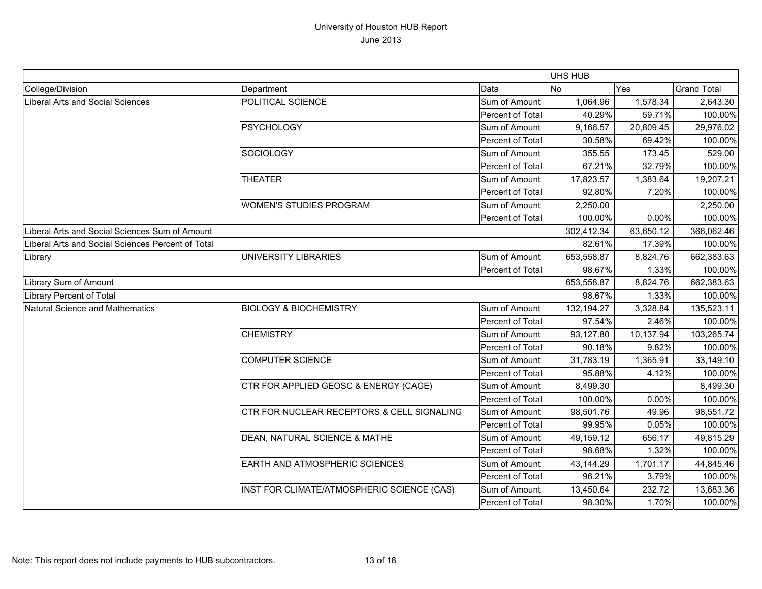# University of Houston HUB Report

June 2013

| | | | UHS HUB | | |
|---|---|---|---|---|---|
| College/Division | Department | Data | No | Yes | Grand Total |
| Liberal Arts and Social Sciences | POLITICAL SCIENCE | Sum of Amount | 1,064.96 | 1,578.34 | 2,643.30 |
| | | Percent of Total | 40.29% | 59.71% | 100.00% |
| | PSYCHOLOGY | Sum of Amount | 9,166.57 | 20,809.45 | 29,976.02 |
| | | Percent of Total | 30.58% | 69.42% | 100.00% |
| | SOCIOLOGY | Sum of Amount | 355.55 | 173.45 | 529.00 |
| | | Percent of Total | 67.21% | 32.79% | 100.00% |
| | THEATER | Sum of Amount | 17,823.57 | 1,383.64 | 19,207.21 |
| | | Percent of Total | 92.80% | 7.20% | 100.00% |
| | WOMEN'S STUDIES PROGRAM | Sum of Amount | 2,250.00 | | 2,250.00 |
| | | Percent of Total | 100.00% | 0.00% | 100.00% |
| Liberal Arts and Social Sciences Sum of Amount | | | 302,412.34 | 63,650.12 | 366,062.46 |
| Liberal Arts and Social Sciences Percent of Total | | | 82.61% | 17.39% | 100.00% |
| Library | UNIVERSITY LIBRARIES | Sum of Amount | 653,558.87 | 8,824.76 | 662,383.63 |
| | | Percent of Total | 98.67% | 1.33% | 100.00% |
| Library Sum of Amount | | | 653,558.87 | 8,824.76 | 662,383.63 |
| Library Percent of Total | | | 98.67% | 1.33% | 100.00% |
| Natural Science and Mathematics | BIOLOGY & BIOCHEMISTRY | Sum of Amount | 132,194.27 | 3,328.84 | 135,523.11 |
| | | Percent of Total | 97.54% | 2.46% | 100.00% |
| | CHEMISTRY | Sum of Amount | 93,127.80 | 10,137.94 | 103,265.74 |
| | | Percent of Total | 90.18% | 9.82% | 100.00% |
| | COMPUTER SCIENCE | Sum of Amount | 31,783.19 | 1,365.91 | 33,149.10 |
| | | Percent of Total | 95.88% | 4.12% | 100.00% |
| | CTR FOR APPLIED GEOSC & ENERGY (CAGE) | Sum of Amount | 8,499.30 | | 8,499.30 |
| | | Percent of Total | 100.00% | 0.00% | 100.00% |
| | CTR FOR NUCLEAR RECEPTORS & CELL SIGNALING | Sum of Amount | 98,501.76 | 49.96 | 98,551.72 |
| | | Percent of Total | 99.95% | 0.05% | 100.00% |
| | DEAN, NATURAL SCIENCE & MATHE | Sum of Amount | 49,159.12 | 656.17 | 49,815.29 |
| | | Percent of Total | 98.68% | 1.32% | 100.00% |
| | EARTH AND ATMOSPHERIC SCIENCES | Sum of Amount | 43,144.29 | 1,701.17 | 44,845.46 |
| | | Percent of Total | 96.21% | 3.79% | 100.00% |
| | INST FOR CLIMATE/ATMOSPHERIC SCIENCE (CAS) | Sum of Amount | 13,450.64 | 232.72 | 13,683.36 |
| | | Percent of Total | 98.30% | 1.70% | 100.00% |

Note: This report does not include payments to HUB subcontractors.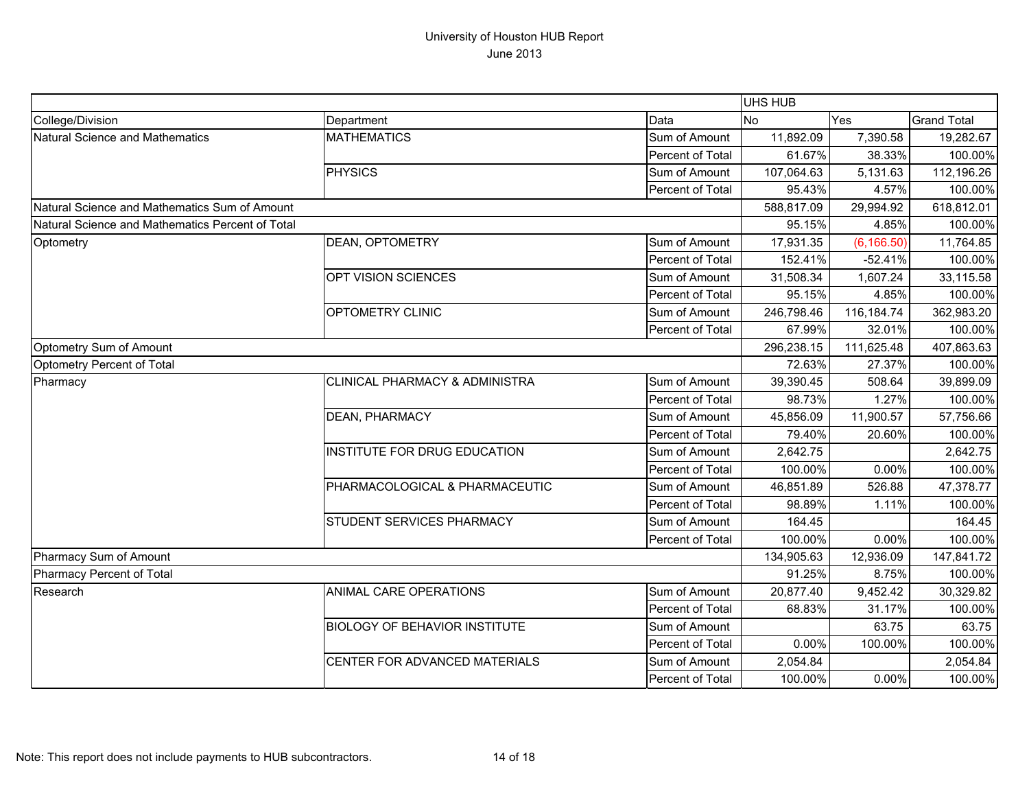# University of Houston HUB Report
June 2013

| | | | UHS HUB | | |
|---|---|---|---|---|---|
| College/Division | Department | Data | No | Yes | Grand Total |
| Natural Science and Mathematics | MATHEMATICS | Sum of Amount | 11,892.09 | 7,390.58 | 19,282.67 |
| | | Percent of Total | 61.67% | 38.33% | 100.00% |
| | PHYSICS | Sum of Amount | 107,064.63 | 5,131.63 | 112,196.26 |
| | | Percent of Total | 95.43% | 4.57% | 100.00% |
| Natural Science and Mathematics Sum of Amount | | | 588,817.09 | 29,994.92 | 618,812.01 |
| Natural Science and Mathematics Percent of Total | | | 95.15% | 4.85% | 100.00% |
| Optometry | DEAN, OPTOMETRY | Sum of Amount | 17,931.35 | (6,166.50) | 11,764.85 |
| | | Percent of Total | 152.41% | -52.41% | 100.00% |
| | OPT VISION SCIENCES | Sum of Amount | 31,508.34 | 1,607.24 | 33,115.58 |
| | | Percent of Total | 95.15% | 4.85% | 100.00% |
| | OPTOMETRY CLINIC | Sum of Amount | 246,798.46 | 116,184.74 | 362,983.20 |
| | | Percent of Total | 67.99% | 32.01% | 100.00% |
| Optometry Sum of Amount | | | 296,238.15 | 111,625.48 | 407,863.63 |
| Optometry Percent of Total | | | 72.63% | 27.37% | 100.00% |
| Pharmacy | CLINICAL PHARMACY & ADMINISTRA | Sum of Amount | 39,390.45 | 508.64 | 39,899.09 |
| | | Percent of Total | 98.73% | 1.27% | 100.00% |
| | DEAN, PHARMACY | Sum of Amount | 45,856.09 | 11,900.57 | 57,756.66 |
| | | Percent of Total | 79.40% | 20.60% | 100.00% |
| | INSTITUTE FOR DRUG EDUCATION | Sum of Amount | 2,642.75 | | 2,642.75 |
| | | Percent of Total | 100.00% | 0.00% | 100.00% |
| | PHARMACOLOGICAL & PHARMACEUTIC | Sum of Amount | 46,851.89 | 526.88 | 47,378.77 |
| | | Percent of Total | 98.89% | 1.11% | 100.00% |
| | STUDENT SERVICES PHARMACY | Sum of Amount | 164.45 | | 164.45 |
| | | Percent of Total | 100.00% | 0.00% | 100.00% |
| Pharmacy Sum of Amount | | | 134,905.63 | 12,936.09 | 147,841.72 |
| Pharmacy Percent of Total | | | 91.25% | 8.75% | 100.00% |
| Research | ANIMAL CARE OPERATIONS | Sum of Amount | 20,877.40 | 9,452.42 | 30,329.82 |
| | | Percent of Total | 68.83% | 31.17% | 100.00% |
| | BIOLOGY OF BEHAVIOR INSTITUTE | Sum of Amount | | 63.75 | 63.75 |
| | | Percent of Total | 0.00% | 100.00% | 100.00% |
| | CENTER FOR ADVANCED MATERIALS | Sum of Amount | 2,054.84 | | 2,054.84 |
| | | Percent of Total | 100.00% | 0.00% | 100.00% |

Note: This report does not include payments to HUB subcontractors.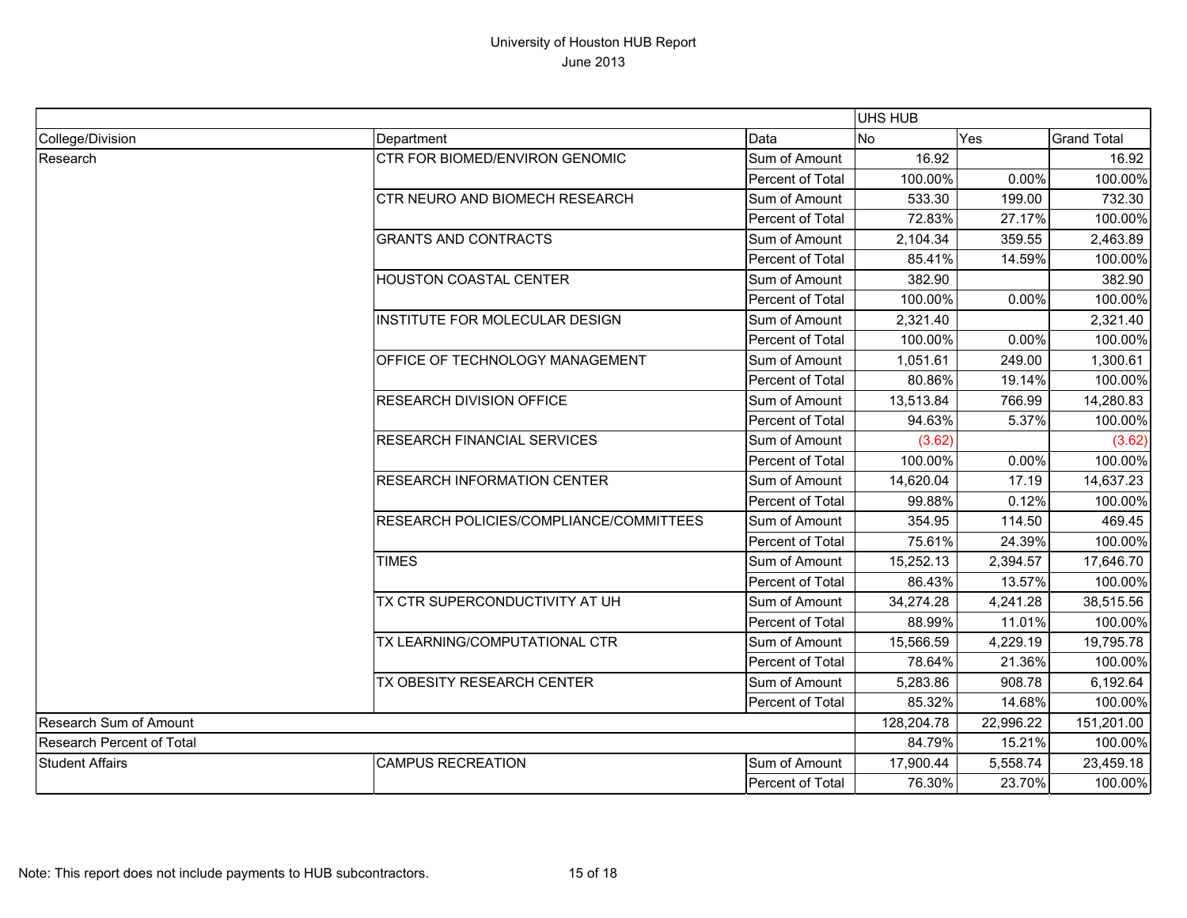# University of Houston HUB Report
## June 2013

| | | | UHS HUB | | |
|---|---|---|---|---|---|
| College/Division | Department | Data | No | Yes | Grand Total |
| Research | CTR FOR BIOMED/ENVIRON GENOMIC | Sum of Amount | 16.92 | | 16.92 |
| | | Percent of Total | 100.00% | 0.00% | 100.00% |
| | CTR NEURO AND BIOMECH RESEARCH | Sum of Amount | 533.30 | 199.00 | 732.30 |
| | | Percent of Total | 72.83% | 27.17% | 100.00% |
| | GRANTS AND CONTRACTS | Sum of Amount | 2,104.34 | 359.55 | 2,463.89 |
| | | Percent of Total | 85.41% | 14.59% | 100.00% |
| | HOUSTON COASTAL CENTER | Sum of Amount | 382.90 | | 382.90 |
| | | Percent of Total | 100.00% | 0.00% | 100.00% |
| | INSTITUTE FOR MOLECULAR DESIGN | Sum of Amount | 2,321.40 | | 2,321.40 |
| | | Percent of Total | 100.00% | 0.00% | 100.00% |
| | OFFICE OF TECHNOLOGY MANAGEMENT | Sum of Amount | 1,051.61 | 249.00 | 1,300.61 |
| | | Percent of Total | 80.86% | 19.14% | 100.00% |
| | RESEARCH DIVISION OFFICE | Sum of Amount | 13,513.84 | 766.99 | 14,280.83 |
| | | Percent of Total | 94.63% | 5.37% | 100.00% |
| | RESEARCH FINANCIAL SERVICES | Sum of Amount | (3.62) | | (3.62) |
| | | Percent of Total | 100.00% | 0.00% | 100.00% |
| | RESEARCH INFORMATION CENTER | Sum of Amount | 14,620.04 | 17.19 | 14,637.23 |
| | | Percent of Total | 99.88% | 0.12% | 100.00% |
| | RESEARCH POLICIES/COMPLIANCE/COMMITTEES | Sum of Amount | 354.95 | 114.50 | 469.45 |
| | | Percent of Total | 75.61% | 24.39% | 100.00% |
| | TIMES | Sum of Amount | 15,252.13 | 2,394.57 | 17,646.70 |
| | | Percent of Total | 86.43% | 13.57% | 100.00% |
| | TX CTR SUPERCONDUCTIVITY AT UH | Sum of Amount | 34,274.28 | 4,241.28 | 38,515.56 |
| | | Percent of Total | 88.99% | 11.01% | 100.00% |
| | TX LEARNING/COMPUTATIONAL CTR | Sum of Amount | 15,566.59 | 4,229.19 | 19,795.78 |
| | | Percent of Total | 78.64% | 21.36% | 100.00% |
| | TX OBESITY RESEARCH CENTER | Sum of Amount | 5,283.86 | 908.78 | 6,192.64 |
| | | Percent of Total | 85.32% | 14.68% | 100.00% |
| Research Sum of Amount | | | 128,204.78 | 22,996.22 | 151,201.00 |
| Research Percent of Total | | | 84.79% | 15.21% | 100.00% |
| Student Affairs | CAMPUS RECREATION | Sum of Amount | 17,900.44 | 5,558.74 | 23,459.18 |
| | | Percent of Total | 76.30% | 23.70% | 100.00% |

Note: This report does not include payments to HUB subcontractors.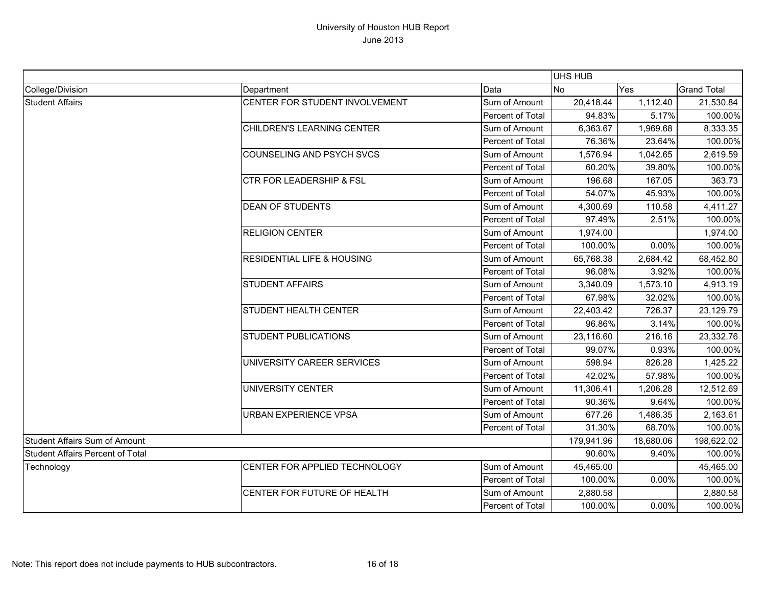# University of Houston HUB Report

June 2013

| | | | UHS HUB | | |
|---|---|---|---|---|---|
| College/Division | Department | Data | No | Yes | Grand Total |
| Student Affairs | CENTER FOR STUDENT INVOLVEMENT | Sum of Amount | 20,418.44 | 1,112.40 | 21,530.84 |
| | | Percent of Total | 94.83% | 5.17% | 100.00% |
| | CHILDREN'S LEARNING CENTER | Sum of Amount | 6,363.67 | 1,969.68 | 8,333.35 |
| | | Percent of Total | 76.36% | 23.64% | 100.00% |
| | COUNSELING AND PSYCH SVCS | Sum of Amount | 1,576.94 | 1,042.65 | 2,619.59 |
| | | Percent of Total | 60.20% | 39.80% | 100.00% |
| | CTR FOR LEADERSHIP & FSL | Sum of Amount | 196.68 | 167.05 | 363.73 |
| | | Percent of Total | 54.07% | 45.93% | 100.00% |
| | DEAN OF STUDENTS | Sum of Amount | 4,300.69 | 110.58 | 4,411.27 |
| | | Percent of Total | 97.49% | 2.51% | 100.00% |
| | RELIGION CENTER | Sum of Amount | 1,974.00 | | 1,974.00 |
| | | Percent of Total | 100.00% | 0.00% | 100.00% |
| | RESIDENTIAL LIFE & HOUSING | Sum of Amount | 65,768.38 | 2,684.42 | 68,452.80 |
| | | Percent of Total | 96.08% | 3.92% | 100.00% |
| | STUDENT AFFAIRS | Sum of Amount | 3,340.09 | 1,573.10 | 4,913.19 |
| | | Percent of Total | 67.98% | 32.02% | 100.00% |
| | STUDENT HEALTH CENTER | Sum of Amount | 22,403.42 | 726.37 | 23,129.79 |
| | | Percent of Total | 96.86% | 3.14% | 100.00% |
| | STUDENT PUBLICATIONS | Sum of Amount | 23,116.60 | 216.16 | 23,332.76 |
| | | Percent of Total | 99.07% | 0.93% | 100.00% |
| | UNIVERSITY CAREER SERVICES | Sum of Amount | 598.94 | 826.28 | 1,425.22 |
| | | Percent of Total | 42.02% | 57.98% | 100.00% |
| | UNIVERSITY CENTER | Sum of Amount | 11,306.41 | 1,206.28 | 12,512.69 |
| | | Percent of Total | 90.36% | 9.64% | 100.00% |
| | URBAN EXPERIENCE VPSA | Sum of Amount | 677.26 | 1,486.35 | 2,163.61 |
| | | Percent of Total | 31.30% | 68.70% | 100.00% |
| Student Affairs Sum of Amount | | | 179,941.96 | 18,680.06 | 198,622.02 |
| Student Affairs Percent of Total | | | 90.60% | 9.40% | 100.00% |
| Technology | CENTER FOR APPLIED TECHNOLOGY | Sum of Amount | 45,465.00 | | 45,465.00 |
| | | Percent of Total | 100.00% | 0.00% | 100.00% |
| | CENTER FOR FUTURE OF HEALTH | Sum of Amount | 2,880.58 | | 2,880.58 |
| | | Percent of Total | 100.00% | 0.00% | 100.00% |

Note: This report does not include payments to HUB subcontractors.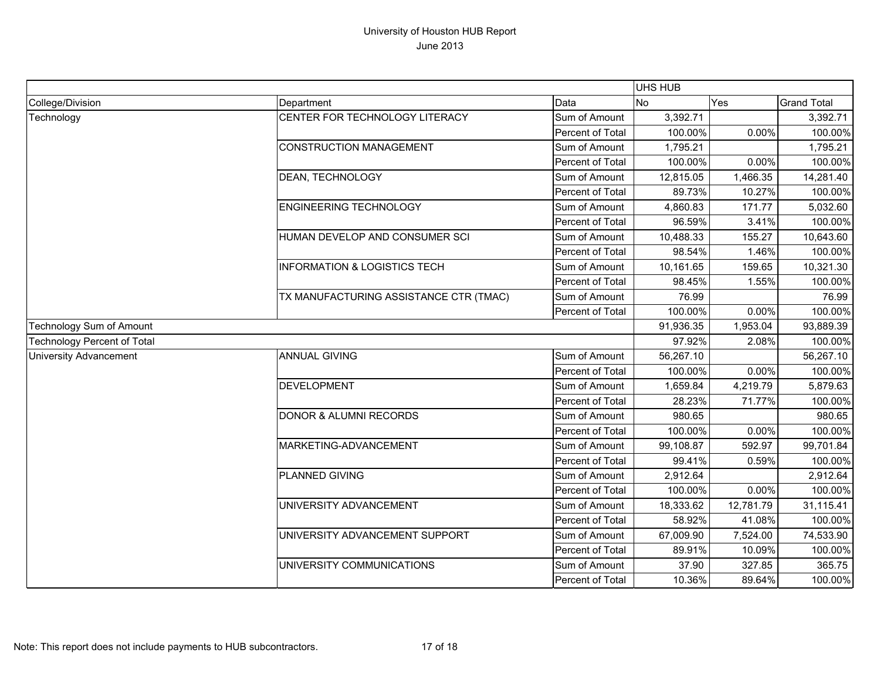# University of Houston HUB Report

June 2013

| | | | UHS HUB | | |
|---|---|---|---|---|---|
| College/Division | Department | Data | No | Yes | Grand Total |
| Technology | CENTER FOR TECHNOLOGY LITERACY | Sum of Amount | 3,392.71 | | 3,392.71 |
| | | Percent of Total | 100.00% | 0.00% | 100.00% |
| | CONSTRUCTION MANAGEMENT | Sum of Amount | 1,795.21 | | 1,795.21 |
| | | Percent of Total | 100.00% | 0.00% | 100.00% |
| | DEAN, TECHNOLOGY | Sum of Amount | 12,815.05 | 1,466.35 | 14,281.40 |
| | | Percent of Total | 89.73% | 10.27% | 100.00% |
| | ENGINEERING TECHNOLOGY | Sum of Amount | 4,860.83 | 171.77 | 5,032.60 |
| | | Percent of Total | 96.59% | 3.41% | 100.00% |
| | HUMAN DEVELOP AND CONSUMER SCI | Sum of Amount | 10,488.33 | 155.27 | 10,643.60 |
| | | Percent of Total | 98.54% | 1.46% | 100.00% |
| | INFORMATION & LOGISTICS TECH | Sum of Amount | 10,161.65 | 159.65 | 10,321.30 |
| | | Percent of Total | 98.45% | 1.55% | 100.00% |
| | TX MANUFACTURING ASSISTANCE CTR (TMAC) | Sum of Amount | 76.99 | | 76.99 |
| | | Percent of Total | 100.00% | 0.00% | 100.00% |
| Technology Sum of Amount | | | 91,936.35 | 1,953.04 | 93,889.39 |
| Technology Percent of Total | | | 97.92% | 2.08% | 100.00% |
| University Advancement | ANNUAL GIVING | Sum of Amount | 56,267.10 | | 56,267.10 |
| | | Percent of Total | 100.00% | 0.00% | 100.00% |
| | DEVELOPMENT | Sum of Amount | 1,659.84 | 4,219.79 | 5,879.63 |
| | | Percent of Total | 28.23% | 71.77% | 100.00% |
| | DONOR & ALUMNI RECORDS | Sum of Amount | 980.65 | | 980.65 |
| | | Percent of Total | 100.00% | 0.00% | 100.00% |
| | MARKETING-ADVANCEMENT | Sum of Amount | 99,108.87 | 592.97 | 99,701.84 |
| | | Percent of Total | 99.41% | 0.59% | 100.00% |
| | PLANNED GIVING | Sum of Amount | 2,912.64 | | 2,912.64 |
| | | Percent of Total | 100.00% | 0.00% | 100.00% |
| | UNIVERSITY ADVANCEMENT | Sum of Amount | 18,333.62 | 12,781.79 | 31,115.41 |
| | | Percent of Total | 58.92% | 41.08% | 100.00% |
| | UNIVERSITY ADVANCEMENT SUPPORT | Sum of Amount | 67,009.90 | 7,524.00 | 74,533.90 |
| | | Percent of Total | 89.91% | 10.09% | 100.00% |
| | UNIVERSITY COMMUNICATIONS | Sum of Amount | 37.90 | 327.85 | 365.75 |
| | | Percent of Total | 10.36% | 89.64% | 100.00% |

Note: This report does not include payments to HUB subcontractors.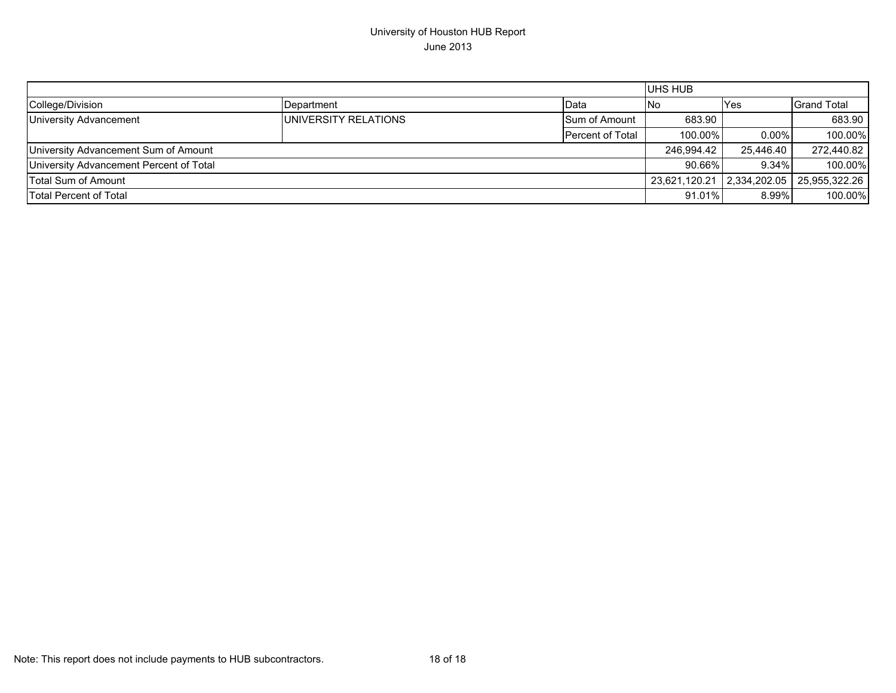University of Houston HUB Report
June 2013

| | | | UHS HUB | | |
|---|---|---|---|---|---|
| College/Division | Department | Data | No | Yes | Grand Total |
| University Advancement | UNIVERSITY RELATIONS | Sum of Amount | 683.90 | | 683.90 |
| | | Percent of Total | 100.00% | 0.00% | 100.00% |
| University Advancement Sum of Amount | | | 246,994.42 | 25,446.40 | 272,440.82 |
| University Advancement Percent of Total | | | 90.66% | 9.34% | 100.00% |
| Total Sum of Amount | | | 23,621,120.21 | 2,334,202.05 | 25,955,322.26 |
| Total Percent of Total | | | 91.01% | 8.99% | 100.00% |

Note: This report does not include payments to HUB subcontractors.